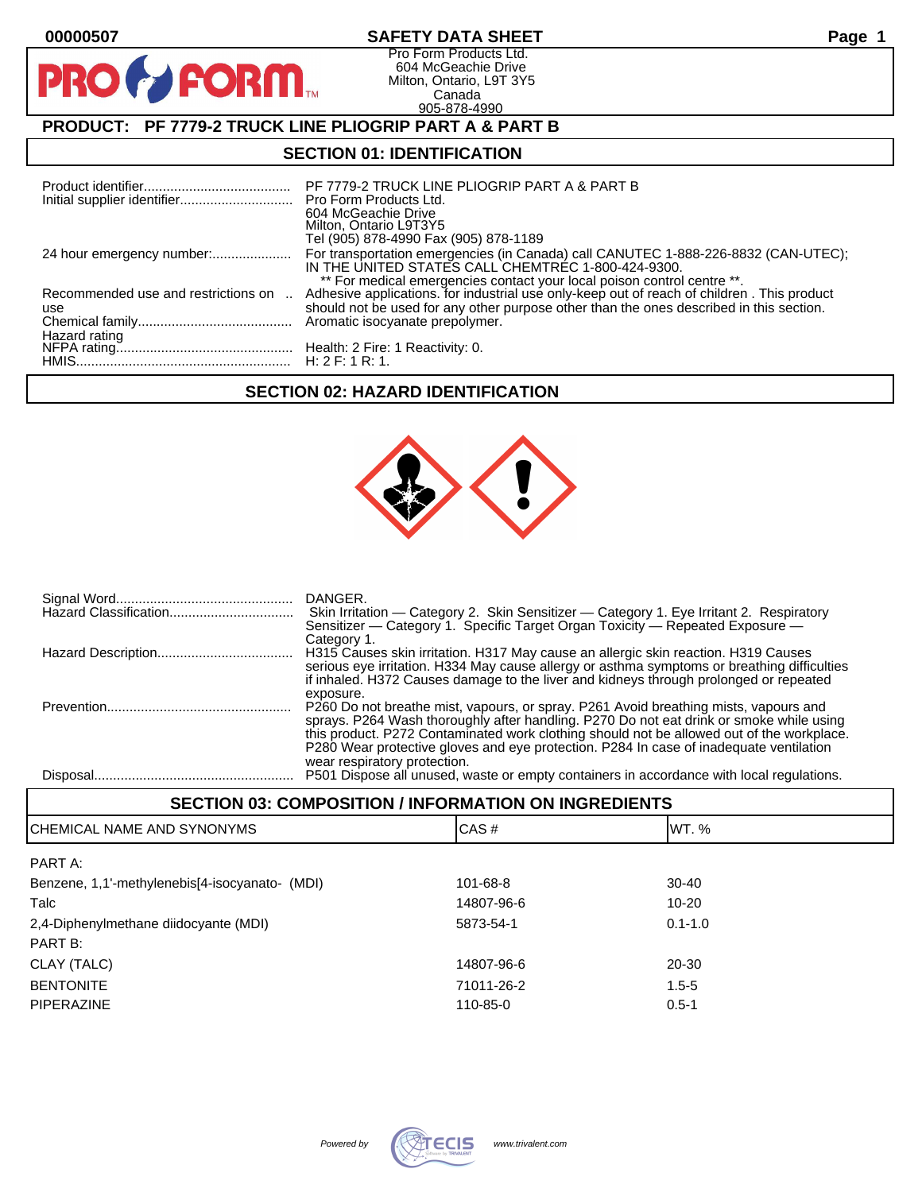00000507 **SAFETY DATA SHEET**

Pro Form Products Ltd.
604 McGeachie Drive
Milton, Ontario, L9T 3Y5
Canada
905-878-4990

## PRODUCT: PF 7779-2 TRUCK LINE PLIOGRIP PART A & PART B

## SECTION 01: IDENTIFICATION

| | |
|---|---|
| Product identifier | PF 7779-2 TRUCK LINE PLIOGRIP PART A & PART B |
| Initial supplier identifier | Pro Form Products Ltd.<br>604 McGeachie Drive<br>Milton, Ontario L9T3Y5<br>Tel (905) 878-4990 Fax (905) 878-1189 |
| 24 hour emergency number: | For transportation emergencies (in Canada) call CANUTEC 1-888-226-8832 (CAN-UTEC); IN THE UNITED STATES CALL CHEMTREC 1-800-424-9300.<br>** For medical emergencies contact your local poison control centre **. |
| Recommended use and restrictions on use | Adhesive applications. for industrial use only-keep out of reach of children . This product should not be used for any other purpose other than the ones described in this section. |
| Chemical family | Aromatic isocyanate prepolymer. |
| Hazard rating | |
| NFPA rating | Health: 2 Fire: 1 Reactivity: 0. |
| HMIS | H: 2 F: 1 R: 1. |

## SECTION 02: HAZARD IDENTIFICATION

| | |
|---|---|
| Signal Word | DANGER. |
| Hazard Classification | Skin Irritation — Category 2. Skin Sensitizer — Category 1. Eye Irritant 2. Respiratory Sensitizer — Category 1. Specific Target Organ Toxicity — Repeated Exposure — Category 1. |
| Hazard Description | H315 Causes skin irritation. H317 May cause an allergic skin reaction. H319 Causes serious eye irritation. H334 May cause allergy or asthma symptoms or breathing difficulties if inhaled. H372 Causes damage to the liver and kidneys through prolonged or repeated exposure. |
| Prevention | P260 Do not breathe mist, vapours, or spray. P261 Avoid breathing mists, vapours and sprays. P264 Wash thoroughly after handling. P270 Do not eat drink or smoke while using this product. P272 Contaminated work clothing should not be allowed out of the workplace. P280 Wear protective gloves and eye protection. P284 In case of inadequate ventilation wear respiratory protection. |
| Disposal | P501 Dispose all unused, waste or empty containers in accordance with local regulations. |

## SECTION 03: COMPOSITION / INFORMATION ON INGREDIENTS

| CHEMICAL NAME AND SYNONYMS | CAS # | WT. % |
|---|---|---|
| PART A: | | |
| Benzene, 1,1'-methylenebis[4-isocyanato- (MDI) | 101-68-8 | 30-40 |
| Talc | 14807-96-6 | 10-20 |
| 2,4-Diphenylmethane diidocyante (MDI) | 5873-54-1 | 0.1-1.0 |
| PART B: | | |
| CLAY (TALC) | 14807-96-6 | 20-30 |
| BENTONITE | 71011-26-2 | 1.5-5 |
| PIPERAZINE | 110-85-0 | 0.5-1 |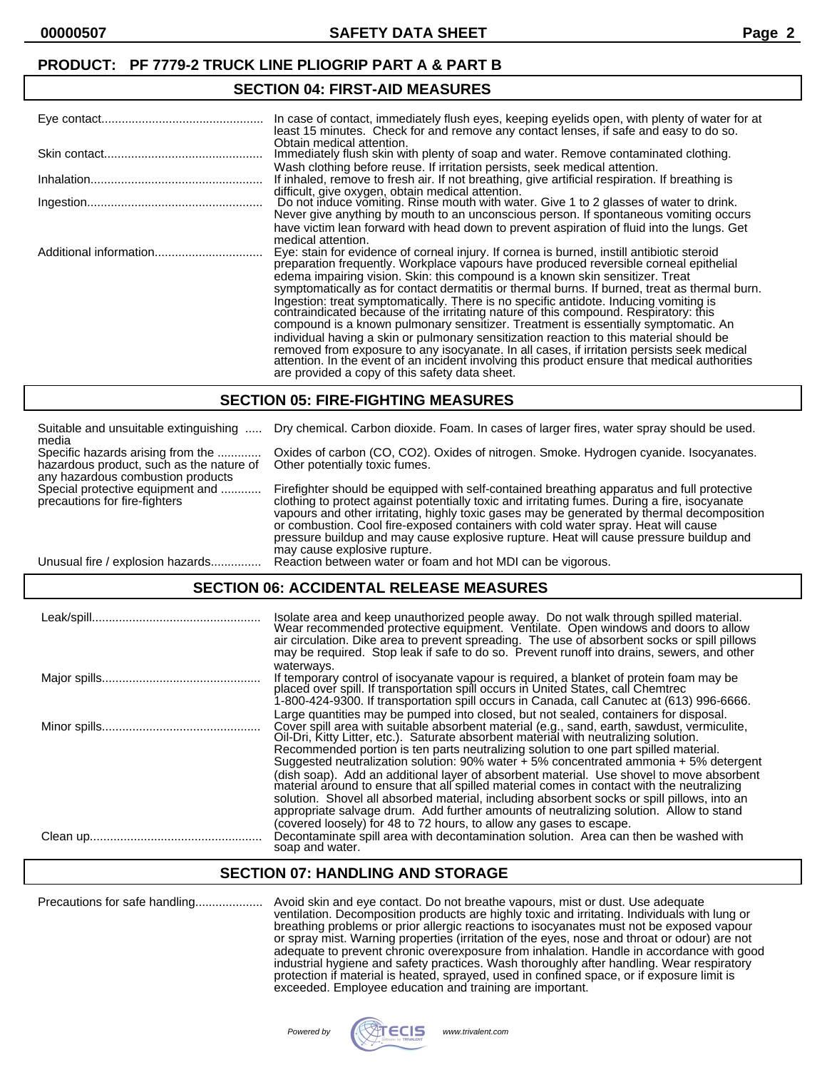**PRODUCT: PF 7779-2 TRUCK LINE PLIOGRIP PART A & PART B**

## SECTION 04: FIRST-AID MEASURES

| | |
|---|---|
| Eye contact | In case of contact, immediately flush eyes, keeping eyelids open, with plenty of water for at least 15 minutes. Check for and remove any contact lenses, if safe and easy to do so. Obtain medical attention. |
| Skin contact | Immediately flush skin with plenty of soap and water. Remove contaminated clothing. Wash clothing before reuse. If irritation persists, seek medical attention. |
| Inhalation | If inhaled, remove to fresh air. If not breathing, give artificial respiration. If breathing is difficult, give oxygen, obtain medical attention. |
| Ingestion | Do not induce vomiting. Rinse mouth with water. Give 1 to 2 glasses of water to drink. Never give anything by mouth to an unconscious person. If spontaneous vomiting occurs have victim lean forward with head down to prevent aspiration of fluid into the lungs. Get medical attention. |
| Additional information | Eye: stain for evidence of corneal injury. If cornea is burned, instill antibiotic steroid preparation frequently. Workplace vapours have produced reversible corneal epithelial edema impairing vision. Skin: this compound is a known skin sensitizer. Treat symptomatically as for contact dermatitis or thermal burns. If burned, treat as thermal burn. Ingestion: treat symptomatically. There is no specific antidote. Inducing vomiting is contraindicated because of the irritating nature of this compound. Respiratory: this compound is a known pulmonary sensitizer. Treatment is essentially symptomatic. An individual having a skin or pulmonary sensitization reaction to this material should be removed from exposure to any isocyanate. In all cases, if irritation persists seek medical attention. In the event of an incident involving this product ensure that medical authorities are provided a copy of this safety data sheet. |

## SECTION 05: FIRE-FIGHTING MEASURES

| | |
|---|---|
| Suitable and unsuitable extinguishing media | Dry chemical. Carbon dioxide. Foam. In cases of larger fires, water spray should be used. |
| Specific hazards arising from the hazardous product, such as the nature of any hazardous combustion products | Oxides of carbon (CO, $CO_2$). Oxides of nitrogen. Smoke. Hydrogen cyanide. Isocyanates. Other potentially toxic fumes. |
| Special protective equipment and precautions for fire-fighters | Firefighter should be equipped with self-contained breathing apparatus and full protective clothing to protect against potentially toxic and irritating fumes. During a fire, isocyanate vapours and other irritating, highly toxic gases may be generated by thermal decomposition or combustion. Cool fire-exposed containers with cold water spray. Heat will cause pressure buildup and may cause explosive rupture. Heat will cause pressure buildup and may cause explosive rupture. |
| Unusual fire / explosion hazards | Reaction between water or foam and hot MDI can be vigorous. |

## SECTION 06: ACCIDENTAL RELEASE MEASURES

| | |
|---|---|
| Leak/spill | Isolate area and keep unauthorized people away. Do not walk through spilled material. Wear recommended protective equipment. Ventilate. Open windows and doors to allow air circulation. Dike area to prevent spreading. The use of absorbent socks or spill pillows may be required. Stop leak if safe to do so. Prevent runoff into drains, sewers, and other waterways. |
| Major spills | If temporary control of isocyanate vapour is required, a blanket of protein foam may be placed over spill. If transportation spill occurs in United States, call Chemtrec 1-800-424-9300. If transportation spill occurs in Canada, call Canutec at (613) 996-6666. Large quantities may be pumped into closed, but not sealed, containers for disposal. |
| Minor spills | Cover spill area with suitable absorbent material (e.g., sand, earth, sawdust, vermiculite, Oil-Dri, Kitty Litter, etc.). Saturate absorbent material with neutralizing solution. Recommended portion is ten parts neutralizing solution to one part spilled material. Suggested neutralization solution: 90% water + 5% concentrated ammonia + 5% detergent (dish soap). Add an additional layer of absorbent material. Use shovel to move absorbent material around to ensure that all spilled material comes in contact with the neutralizing solution. Shovel all absorbed material, including absorbent socks or spill pillows, into an appropriate salvage drum. Add further amounts of neutralizing solution. Allow to stand (covered loosely) for 48 to 72 hours, to allow any gases to escape. |
| Clean up | Decontaminate spill area with decontamination solution. Area can then be washed with soap and water. |

## SECTION 07: HANDLING AND STORAGE

| | |
|---|---|
| Precautions for safe handling | Avoid skin and eye contact. Do not breathe vapours, mist or dust. Use adequate ventilation. Decomposition products are highly toxic and irritating. Individuals with lung or breathing problems or prior allergic reactions to isocyanates must not be exposed vapour or spray mist. Warning properties (irritation of the eyes, nose and throat or odour) are not adequate to prevent chronic overexposure from inhalation. Handle in accordance with good industrial hygiene and safety practices. Wash thoroughly after handling. Wear respiratory protection if material is heated, sprayed, used in confined space, or if exposure limit is exceeded. Employee education and training are important. |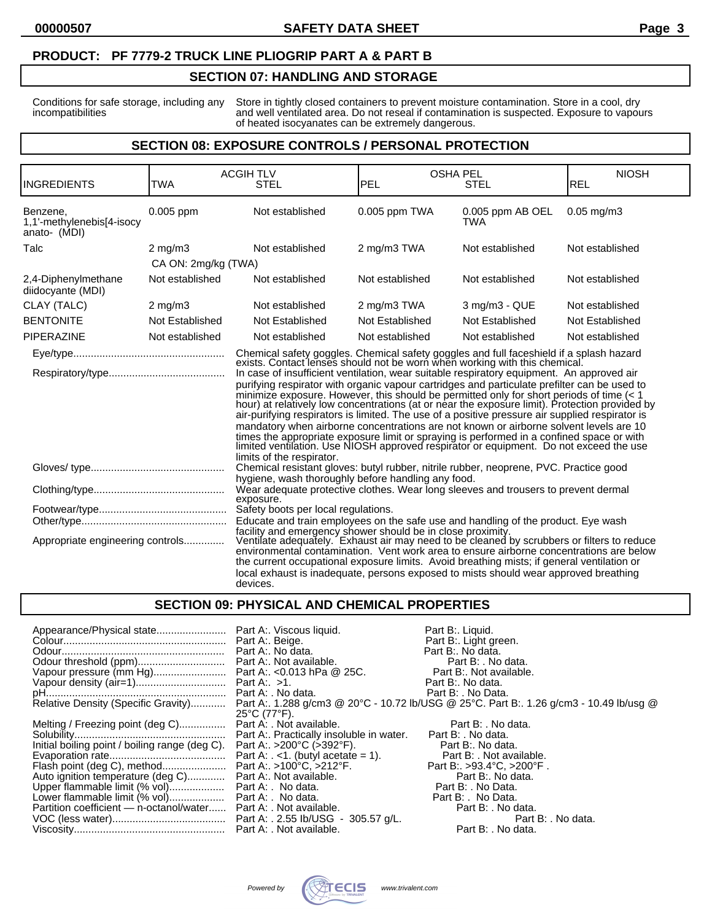**PRODUCT: PF 7779-2 TRUCK LINE PLIOGRIP PART A & PART B**

## SECTION 07: HANDLING AND STORAGE

| | |
|---|---|
| Conditions for safe storage, including any incompatibilities | Store in tightly closed containers to prevent moisture contamination. Store in a cool, dry and well ventilated area. Do not reseal if contamination is suspected. Exposure to vapours of heated isocyanates can be extremely dangerous. |

## SECTION 08: EXPOSURE CONTROLS / PERSONAL PROTECTION

| INGREDIENTS | ACGIH TLV TWA | ACGIH TLV STEL | OSHA PEL PEL | OSHA PEL STEL | NIOSH REL |
|---|---|---|---|---|---|
| Benzene, 1,1'-methylenebis[4-isocyanato- (MDI) | 0.005 ppm | Not established | 0.005 ppm TWA | 0.005 ppm AB OEL TWA | 0.05 mg/m3 |
| Talc | 2 mg/m3<br>CA ON: 2mg/kg (TWA) | Not established | 2 mg/m3 TWA | Not established | Not established |
| 2,4-Diphenylmethane diidocyante (MDI) | Not established | Not established | Not established | Not established | Not established |
| CLAY (TALC) | 2 mg/m3 | Not established | 2 mg/m3 TWA | 3 mg/m3 - QUE | Not established |
| BENTONITE | Not Established | Not Established | Not Established | Not Established | Not Established |
| PIPERAZINE | Not established | Not established | Not established | Not established | Not established |

| | |
|---|---|
| Eye/type | Chemical safety goggles. Chemical safety goggles and full faceshield if a splash hazard exists. Contact lenses should not be worn when working with this chemical. |
| Respiratory/type | In case of insufficient ventilation, wear suitable respiratory equipment. An approved air purifying respirator with organic vapour cartridges and particulate prefilter can be used to minimize exposure. However, this should be permitted only for short periods of time (< 1 hour) at relatively low concentrations (at or near the exposure limit). Protection provided by air-purifying respirators is limited. The use of a positive pressure air supplied respirator is mandatory when airborne concentrations are not known or airborne solvent levels are 10 times the appropriate exposure limit or spraying is performed in a confined space or with limited ventilation. Use NIOSH approved respirator or equipment. Do not exceed the use limits of the respirator. |
| Gloves/ type | Chemical resistant gloves: butyl rubber, nitrile rubber, neoprene, PVC. Practice good hygiene, wash thoroughly before handling any food. |
| Clothing/type | Wear adequate protective clothes. Wear long sleeves and trousers to prevent dermal exposure. |
| Footwear/type | Safety boots per local regulations. |
| Other/type | Educate and train employees on the safe use and handling of the product. Eye wash facility and emergency shower should be in close proximity. |
| Appropriate engineering controls | Ventilate adequately. Exhaust air may need to be cleaned by scrubbers or filters to reduce environmental contamination. Vent work area to ensure airborne concentrations are below the current occupational exposure limits. Avoid breathing mists; if general ventilation or local exhaust is inadequate, persons exposed to mists should wear approved breathing devices. |

## SECTION 09: PHYSICAL AND CHEMICAL PROPERTIES

| Property | Part A | Part B |
|---|---|---|
| Appearance/Physical state | Part A:. Viscous liquid. | Part B:. Liquid. |
| Colour | Part A:. Beige. | Part B:. Light green. |
| Odour | Part A:. No data. | Part B:. No data. |
| Odour threshold (ppm) | Part A:. Not available. | Part B: . No data. |
| Vapour pressure (mm Hg) | Part A:. <0.013 hPa @ 25C. | Part B:. Not available. |
| Vapour density (air=1) | Part A:. >1. | Part B:. No data. |
| pH | Part A: . No data. | Part B: . No Data. |
| Relative Density (Specific Gravity) | Part A:. 1.288 g/cm3 @ 20°C - 10.72 lb/USG @ 25°C. Part B:. 1.26 g/cm3 - 10.49 lb/usg @ 25°C (77°F). | |
| Melting / Freezing point (deg C) | Part A: . Not available. | Part B: . No data. |
| Solubility | Part A:. Practically insoluble in water. | Part B: . No data. |
| Initial boiling point / boiling range (deg C). | Part A:. >200°C (>392°F). | Part B:. No data. |
| Evaporation rate | Part A: . <1. (butyl acetate = 1). | Part B: . Not available. |
| Flash point (deg C), method | Part A:. >100°C, >212°F. | Part B:. >93.4°C, >200°F . |
| Auto ignition temperature (deg C) | Part A:. Not available. | Part B:. No data. |
| Upper flammable limit (% vol) | Part A: . No data. | Part B: . No Data. |
| Lower flammable limit (% vol) | Part A: . No data. | Part B: . No Data. |
| Partition coefficient — n-octanol/water | Part A: . Not available. | Part B: . No data. |
| VOC (less water) | Part A: . 2.55 lb/USG - 305.57 g/L. | Part B: . No data. |
| Viscosity | Part A: . Not available. | Part B: . No data. |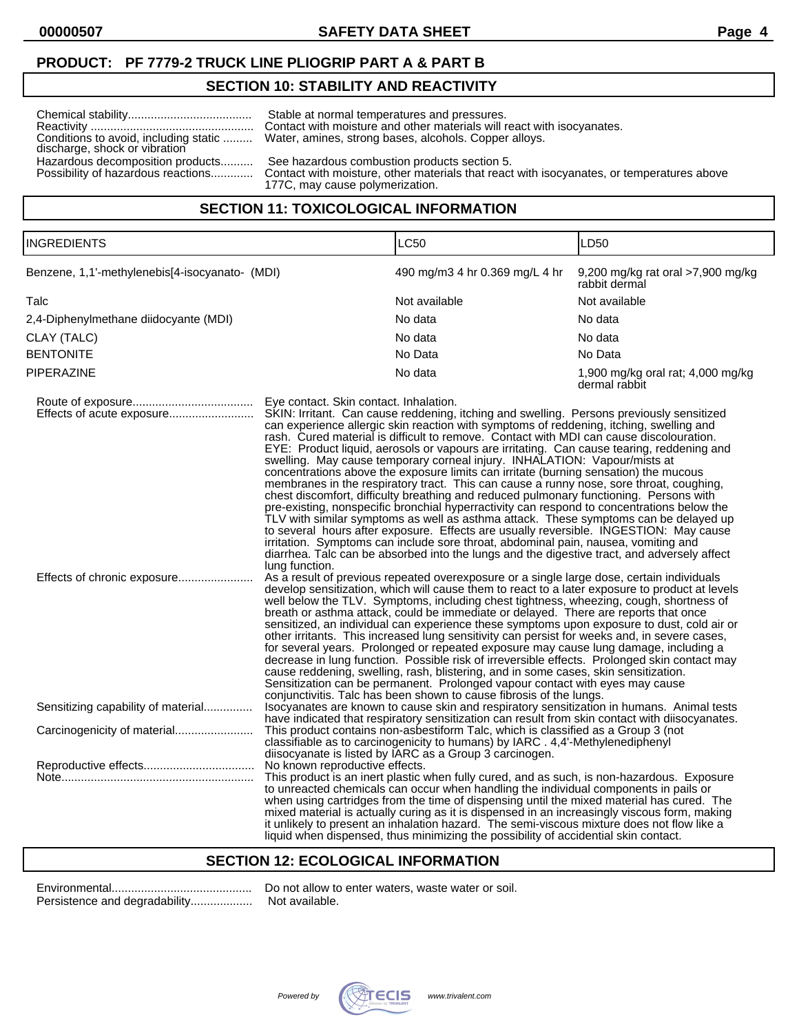**PRODUCT: PF 7779-2 TRUCK LINE PLIOGRIP PART A & PART B**

## SECTION 10: STABILITY AND REACTIVITY

Chemical stability...................................... Stable at normal temperatures and pressures.

Reactivity ................................................. Contact with moisture and other materials will react with isocyanates.

Conditions to avoid, including static discharge, shock or vibration ......... Water, amines, strong bases, alcohols. Copper alloys.

Hazardous decomposition products.......... See hazardous combustion products section 5.

Possibility of hazardous reactions............. Contact with moisture, other materials that react with isocyanates, or temperatures above 177C, may cause polymerization.

## SECTION 11: TOXICOLOGICAL INFORMATION

| INGREDIENTS | LC50 | LD50 |
|---|---|---|
| Benzene, 1,1'-methylenebis[4-isocyanato- (MDI) | 490 mg/m3 4 hr 0.369 mg/L 4 hr | 9,200 mg/kg rat oral >7,900 mg/kg rabbit dermal |
| Talc | Not available | Not available |
| 2,4-Diphenylmethane diidocyante (MDI) | No data | No data |
| CLAY (TALC) | No data | No data |
| BENTONITE | No Data | No Data |
| PIPERAZINE | No data | 1,900 mg/kg oral rat; 4,000 mg/kg dermal rabbit |

Route of exposure..................................... Eye contact. Skin contact. Inhalation.

Effects of acute exposure.......................... SKIN: Irritant. Can cause reddening, itching and swelling. Persons previously sensitized can experience allergic skin reaction with symptoms of reddening, itching, swelling and rash. Cured material is difficult to remove. Contact with MDI can cause discolouration. EYE: Product liquid, aerosols or vapours are irritating. Can cause tearing, reddening and swelling. May cause temporary corneal injury. INHALATION: Vapour/mists at concentrations above the exposure limits can irritate (burning sensation) the mucous membranes in the respiratory tract. This can cause a runny nose, sore throat, coughing, chest discomfort, difficulty breathing and reduced pulmonary functioning. Persons with pre-existing, nonspecific bronchial hyperactivity can respond to concentrations below the TLV with similar symptoms as well as asthma attack. These symptoms can be delayed up to several hours after exposure. Effects are usually reversible. INGESTION: May cause irritation. Symptoms can include sore throat, abdominal pain, nausea, vomiting and diarrhea. Talc can be absorbed into the lungs and the digestive tract, and adversely affect lung function.

Effects of chronic exposure....................... As a result of previous repeated overexposure or a single large dose, certain individuals develop sensitization, which will cause them to react to a later exposure to product at levels well below the TLV. Symptoms, including chest tightness, wheezing, cough, shortness of breath or asthma attack, could be immediate or delayed. There are reports that once sensitized, an individual can experience these symptoms upon exposure to dust, cold air or other irritants. This increased lung sensitivity can persist for weeks and, in severe cases, for several years. Prolonged or repeated exposure may cause lung damage, including a decrease in lung function. Possible risk of irreversible effects. Prolonged skin contact may cause reddening, swelling, rash, blistering, and in some cases, skin sensitization. Sensitization can be permanent. Prolonged vapour contact with eyes may cause conjunctivitis. Talc has been shown to cause fibrosis of the lungs.

Sensitizing capability of material............... Isocyanates are known to cause skin and respiratory sensitization in humans. Animal tests have indicated that respiratory sensitization can result from skin contact with diisocyanates.

Carcinogenicity of material........................ This product contains non-asbestiform Talc, which is classified as a Group 3 (not classifiable as to carcinogenicity to humans) by IARC . 4,4'-Methylenediphenyl diisocyanate is listed by IARC as a Group 3 carcinogen.

Reproductive effects.................................. No known reproductive effects.

Note........................................................... This product is an inert plastic when fully cured, and as such, is non-hazardous. Exposure to unreacted chemicals can occur when handling the individual components in pails or when using cartridges from the time of dispensing until the mixed material has cured. The mixed material is actually curing as it is dispensed in an increasingly viscous form, making it unlikely to present an inhalation hazard. The semi-viscous mixture does not flow like a liquid when dispensed, thus minimizing the possibility of accidental skin contact.

## SECTION 12: ECOLOGICAL INFORMATION

Environmental........................................... Do not allow to enter waters, waste water or soil.

Persistence and degradability................... Not available.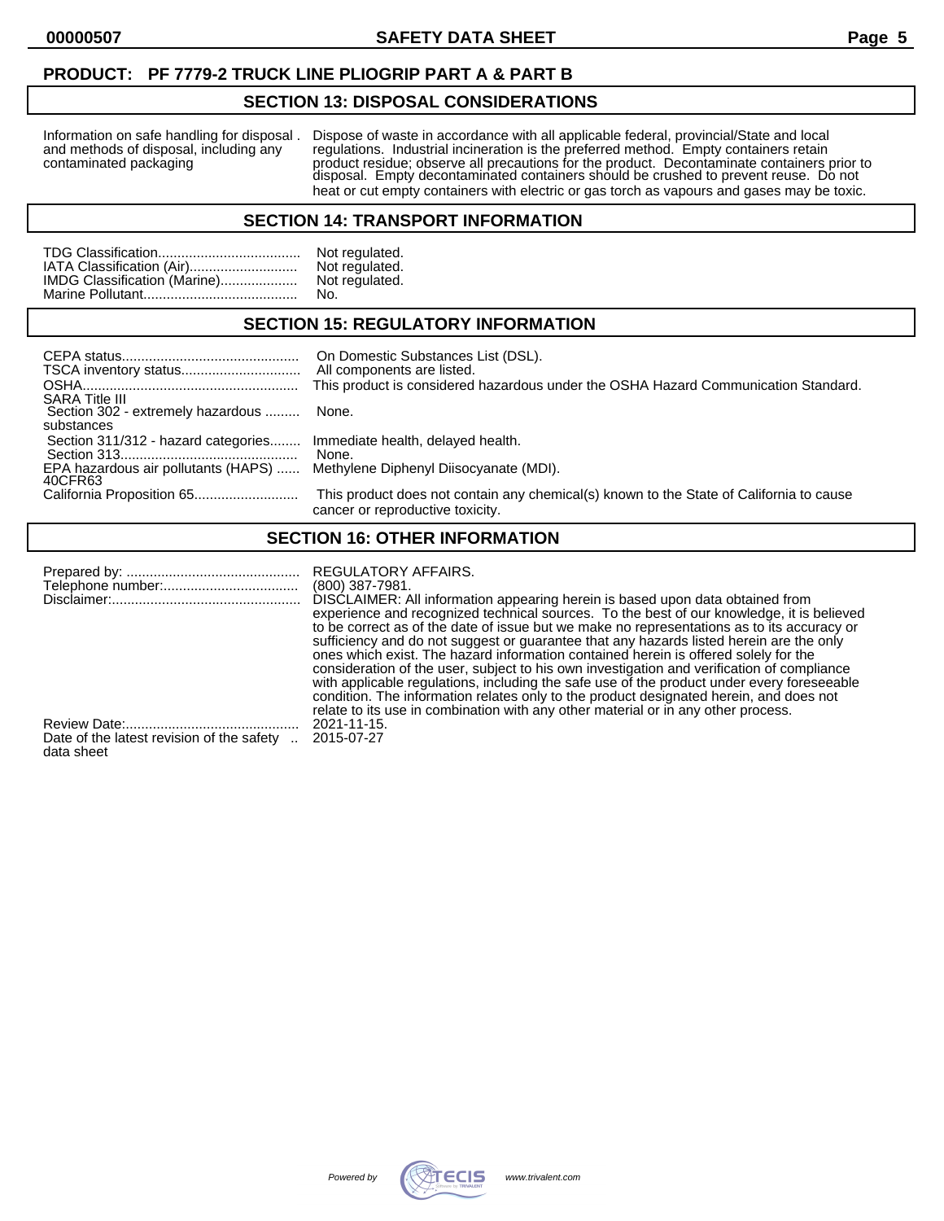**PRODUCT: PF 7779-2 TRUCK LINE PLIOGRIP PART A & PART B**

## SECTION 13: DISPOSAL CONSIDERATIONS

| | |
|---|---|
| Information on safe handling for disposal and methods of disposal, including any contaminated packaging | Dispose of waste in accordance with all applicable federal, provincial/State and local regulations. Industrial incineration is the preferred method. Empty containers retain product residue; observe all precautions for the product. Decontaminate containers prior to disposal. Empty decontaminated containers should be crushed to prevent reuse. Do not heat or cut empty containers with electric or gas torch as vapours and gases may be toxic. |

## SECTION 14: TRANSPORT INFORMATION

| | |
|---|---|
| TDG Classification | Not regulated. |
| IATA Classification (Air) | Not regulated. |
| IMDG Classification (Marine) | Not regulated. |
| Marine Pollutant | No. |

## SECTION 15: REGULATORY INFORMATION

| | |
|---|---|
| CEPA status | On Domestic Substances List (DSL). |
| TSCA inventory status | All components are listed. |
| OSHA | This product is considered hazardous under the OSHA Hazard Communication Standard. |
| SARA Title III | |
| Section 302 - extremely hazardous substances | None. |
| Section 311/312 - hazard categories | Immediate health, delayed health. |
| Section 313 | None. |
| EPA hazardous air pollutants (HAPS) 40CFR63 | Methylene Diphenyl Diisocyanate (MDI). |
| California Proposition 65 | This product does not contain any chemical(s) known to the State of California to cause cancer or reproductive toxicity. |

## SECTION 16: OTHER INFORMATION

| | |
|---|---|
| Prepared by: | REGULATORY AFFAIRS. |
| Telephone number: | (800) 387-7981. |
| Disclaimer: | DISCLAIMER: All information appearing herein is based upon data obtained from experience and recognized technical sources. To the best of our knowledge, it is believed to be correct as of the date of issue but we make no representations as to its accuracy or sufficiency and do not suggest or guarantee that any hazards listed herein are the only ones which exist. The hazard information contained herein is offered solely for the consideration of the user, subject to his own investigation and verification of compliance with applicable regulations, including the safe use of the product under every foreseeable condition. The information relates only to the product designated herein, and does not relate to its use in combination with any other material or in any other process. |
| Review Date: | 2021-11-15. |
| Date of the latest revision of the safety data sheet | 2015-07-27 |